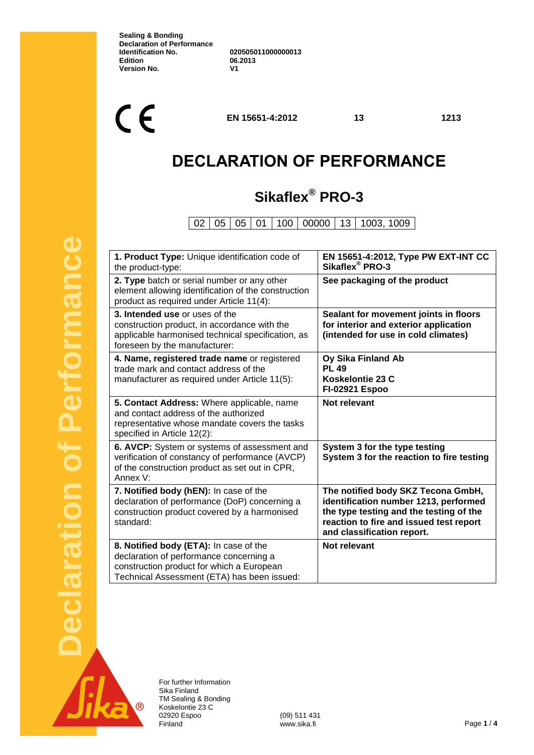**Sealing & Bonding**
**Declaration of Performance**

| | |
|---|---|
| **Identification No.** | **020505011000000013** |
| **Edition** | **06.2013** |
| **Version No.** | **V1** |

CE **EN 15651-4:2012** **13** **1213**

# DECLARATION OF PERFORMANCE

## Sikaflex® PRO-3

| 02 | 05 | 05 | 01 | 100 | 00000 | 13 | 1003, 1009 |
|---|---|---|---|---|---|---|---|

| | |
|---|---|
| **1. Product Type:** Unique identification code of the product-type: | **EN 15651-4:2012, Type PW EXT-INT CC Sikaflex® PRO-3** |
| **2. Type** batch or serial number or any other element allowing identification of the construction product as required under Article 11(4): | **See packaging of the product** |
| **3. Intended use** or uses of the construction product, in accordance with the applicable harmonised technical specification, as foreseen by the manufacturer: | **Sealant for movement joints in floors for interior and exterior application (intended for use in cold climates)** |
| **4. Name, registered trade name** or registered trade mark and contact address of the manufacturer as required under Article 11(5): | **Oy Sika Finland Ab**<br>**PL 49**<br>**Koskelontie 23 C**<br>**FI-02921 Espoo** |
| **5. Contact Address:** Where applicable, name and contact address of the authorized representative whose mandate covers the tasks specified in Article 12(2): | **Not relevant** |
| **6. AVCP:** System or systems of assessment and verification of constancy of performance (AVCP) of the construction product as set out in CPR, Annex V: | **System 3 for the type testing**<br>**System 3 for the reaction to fire testing** |
| **7. Notified body (hEN):** In case of the declaration of performance (DoP) concerning a construction product covered by a harmonised standard: | **The notified body SKZ Tecona GmbH, identification number 1213, performed the type testing and the testing of the reaction to fire and issued test report and classification report.** |
| **8. Notified body (ETA):** In case of the declaration of performance concerning a construction product for which a European Technical Assessment (ETA) has been issued: | **Not relevant** |

For further Information
Sika Finland
TM Sealing & Bonding
Koskelontie 23 C
02920 Espoo
Finland

(09) 511 431
www.sika.fi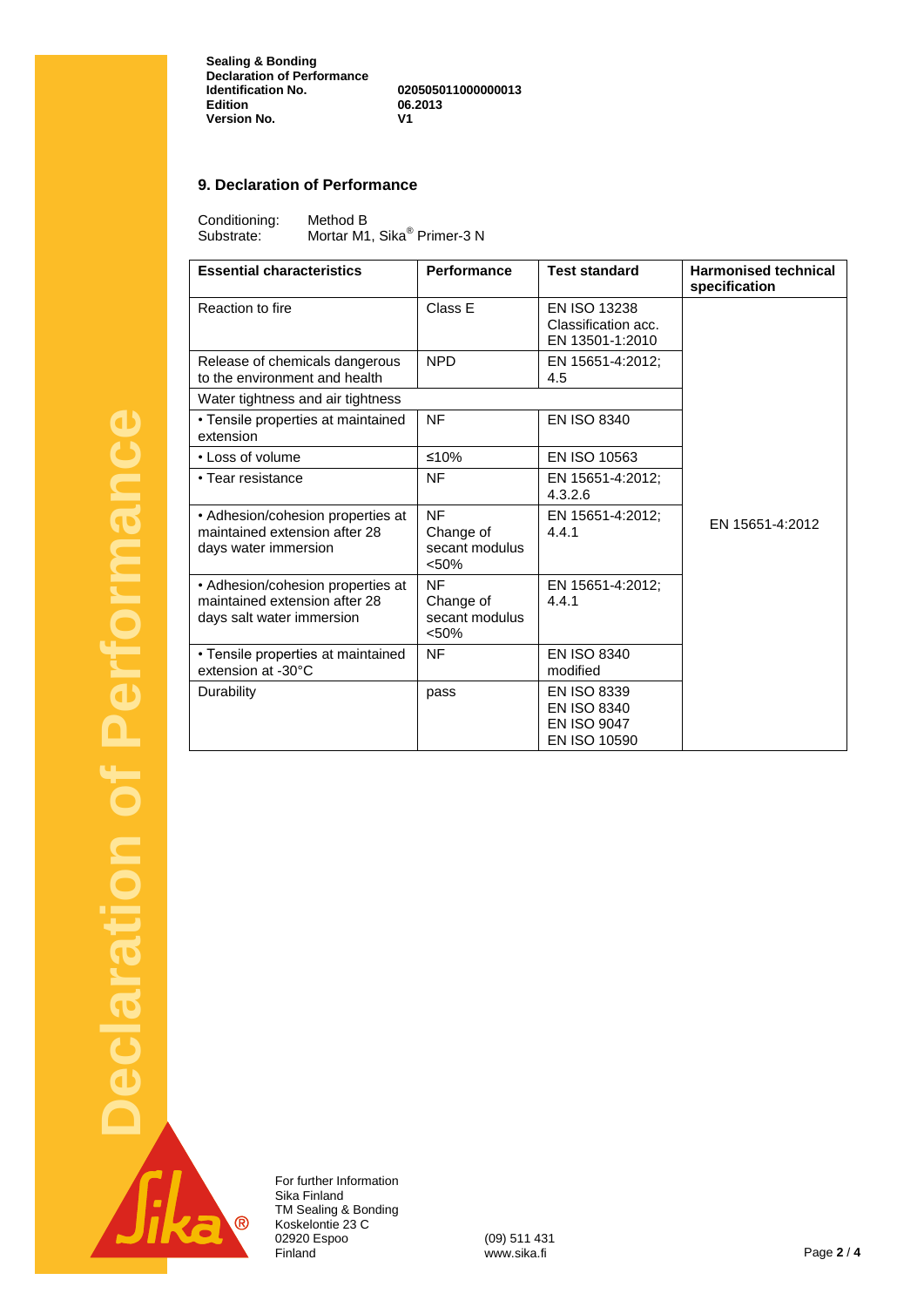**Sealing & Bonding**
**Declaration of Performance**
**Identification No.** **020505011000000013**
**Edition** **06.2013**
**Version No.** **V1**

## 9. Declaration of Performance

Conditioning: Method B
Substrate: Mortar M1, Sika® Primer-3 N

| Essential characteristics | Performance | Test standard | Harmonised technical specification |
|---|---|---|---|
| Reaction to fire | Class E | EN ISO 13238 Classification acc. EN 13501-1:2010 | EN 15651-4:2012 |
| Release of chemicals dangerous to the environment and health | NPD | EN 15651-4:2012; 4.5 | |
| Water tightness and air tightness | | | |
| • Tensile properties at maintained extension | NF | EN ISO 8340 | |
| • Loss of volume | ≤10% | EN ISO 10563 | |
| • Tear resistance | NF | EN 15651-4:2012; 4.3.2.6 | |
| • Adhesion/cohesion properties at maintained extension after 28 days water immersion | NF Change of secant modulus <50% | EN 15651-4:2012; 4.4.1 | |
| • Adhesion/cohesion properties at maintained extension after 28 days salt water immersion | NF Change of secant modulus <50% | EN 15651-4:2012; 4.4.1 | |
| • Tensile properties at maintained extension at -30°C | NF | EN ISO 8340 modified | |
| Durability | pass | EN ISO 8339 EN ISO 8340 EN ISO 9047 EN ISO 10590 | |

For further Information
Sika Finland
TM Sealing & Bonding
Koskelontie 23 C
02920 Espoo
Finland

(09) 511 431
www.sika.fi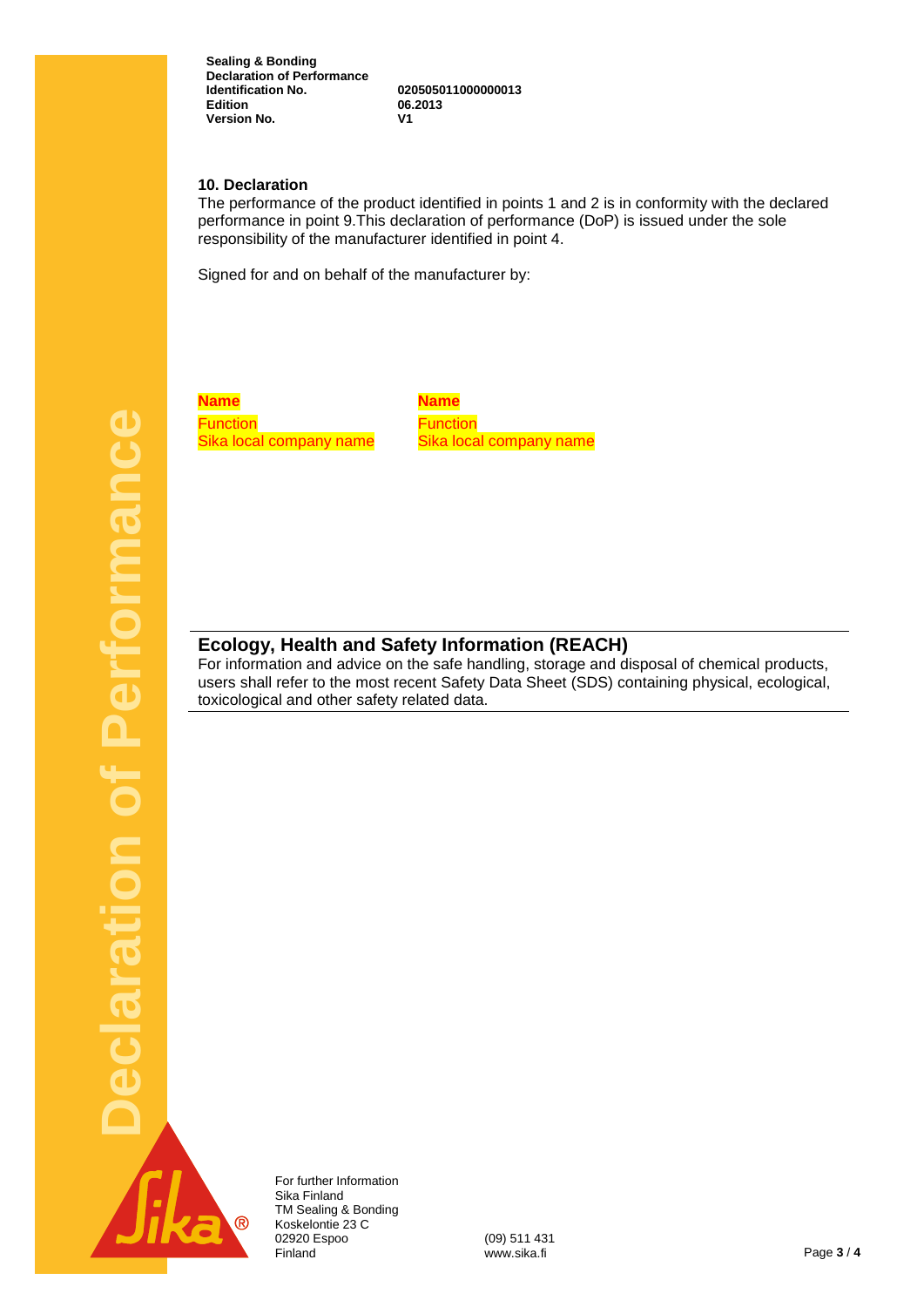**Sealing & Bonding**
**Declaration of Performance**
**Identification No.** 020505011000000013
**Edition** 06.2013
**Version No.** V1

## 10. Declaration

The performance of the product identified in points 1 and 2 is in conformity with the declared performance in point 9.This declaration of performance (DoP) is issued under the sole responsibility of the manufacturer identified in point 4.

Signed for and on behalf of the manufacturer by:

| | |
|---|---|
| **Name** | **Name** |
| Function | Function |
| Sika local company name | Sika local company name |

## Ecology, Health and Safety Information (REACH)

For information and advice on the safe handling, storage and disposal of chemical products, users shall refer to the most recent Safety Data Sheet (SDS) containing physical, ecological, toxicological and other safety related data.

For further Information
Sika Finland
TM Sealing & Bonding
Koskelontie 23 C
02920 Espoo
Finland

(09) 511 431
www.sika.fi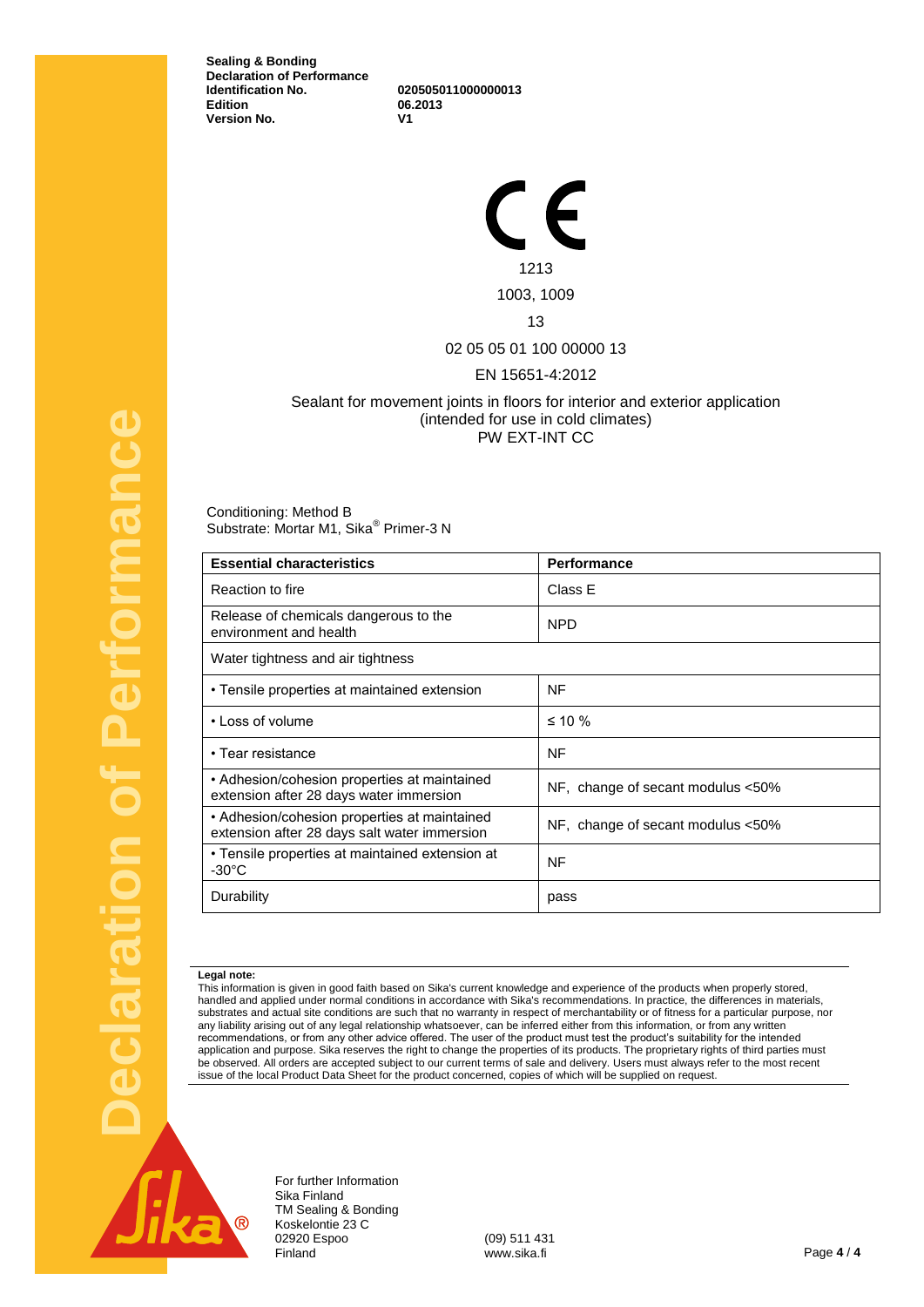**Sealing & Bonding**
**Declaration of Performance**

| | |
|---|---|
| **Identification No.** | **020505011000000013** |
| **Edition** | **06.2013** |
| **Version No.** | **V1** |

CE

1213

1003, 1009

13

02 05 05 01 100 00000 13

EN 15651-4:2012

Sealant for movement joints in floors for interior and exterior application
(intended for use in cold climates)
PW EXT-INT CC

Conditioning: Method B
Substrate: Mortar M1, Sika® Primer-3 N

| Essential characteristics | Performance |
|---|---|
| Reaction to fire | Class E |
| Release of chemicals dangerous to the environment and health | NPD |
| Water tightness and air tightness | |
| • Tensile properties at maintained extension | NF |
| • Loss of volume | ≤ 10 % |
| • Tear resistance | NF |
| • Adhesion/cohesion properties at maintained extension after 28 days water immersion | NF, change of secant modulus <50% |
| • Adhesion/cohesion properties at maintained extension after 28 days salt water immersion | NF, change of secant modulus <50% |
| • Tensile properties at maintained extension at -30°C | NF |
| Durability | pass |

**Legal note:**
This information is given in good faith based on Sika's current knowledge and experience of the products when properly stored, handled and applied under normal conditions in accordance with Sika's recommendations. In practice, the differences in materials, substrates and actual site conditions are such that no warranty in respect of merchantability or of fitness for a particular purpose, nor any liability arising out of any legal relationship whatsoever, can be inferred either from this information, or from any written recommendations, or from any other advice offered. The user of the product must test the product's suitability for the intended application and purpose. Sika reserves the right to change the properties of its products. The proprietary rights of third parties must be observed. All orders are accepted subject to our current terms of sale and delivery. Users must always refer to the most recent issue of the local Product Data Sheet for the product concerned, copies of which will be supplied on request.

For further Information
Sika Finland
TM Sealing & Bonding
Koskelontie 23 C
02920 Espoo
Finland

(09) 511 431
www.sika.fi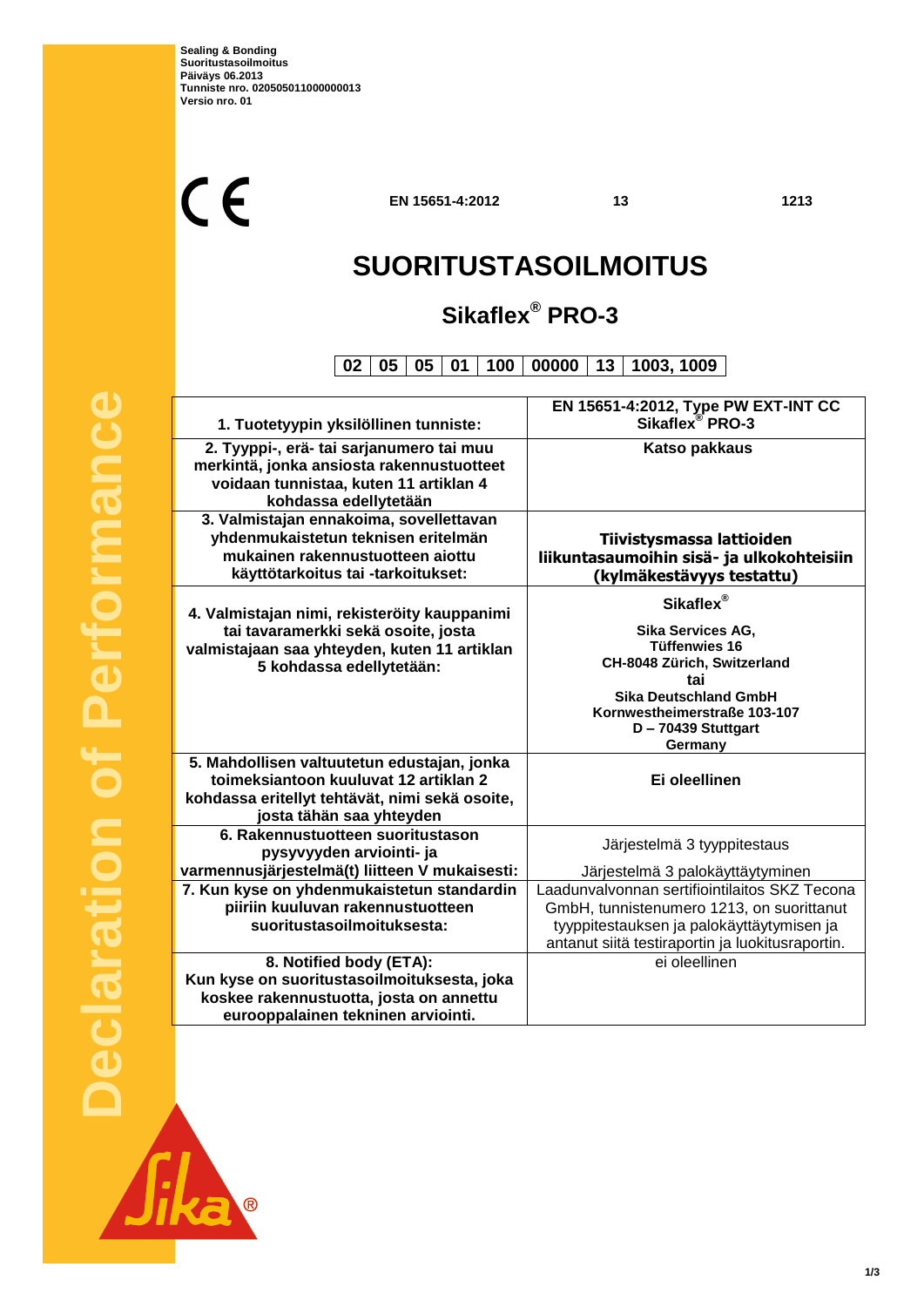**Sealing & Bonding**
**Suoritustasoilmoitus**
**Päiväys 06.2013**
**Tunniste nro. 020505011000000013**
**Versio nro. 01**

CE **EN 15651-4:2012** **13** **1213**

# SUORITUSTASOILMOITUS

## Sikaflex® PRO-3

| 02 | 05 | 05 | 01 | 100 | 00000 | 13 | 1003, 1009 |
|---|---|---|---|---|---|---|---|

| | |
|---|---|
| **1. Tuotetyypin yksilöllinen tunniste:** | **EN 15651-4:2012, Type PW EXT-INT CC Sikaflex® PRO-3** |
| **2. Tyyppi-, erä- tai sarjanumero tai muu merkintä, jonka ansiosta rakennustuotteet voidaan tunnistaa, kuten 11 artiklan 4 kohdassa edellytetään** | **Katso pakkaus** |
| **3. Valmistajan ennakoima, sovellettavan yhdenmukaistetun teknisen eritelmän mukainen rakennustuotteen aiottu käyttötarkoitus tai -tarkoitukset:** | **Tiivistysmassa lattioiden liikuntasaumoihin sisä- ja ulkokohteisiin (kylmäkestävyys testattu)** |
| **4. Valmistajan nimi, rekisteröity kauppanimi tai tavaramerkki sekä osoite, josta valmistajaan saa yhteyden, kuten 11 artiklan 5 kohdassa edellytetään:** | **Sikaflex®**<br>**Sika Services AG, Tüffenwies 16 CH-8048 Zürich, Switzerland**<br>**tai**<br>**Sika Deutschland GmbH Kornwestheimerstraße 103-107 D – 70439 Stuttgart Germany** |
| **5. Mahdollisen valtuutetun edustajan, jonka toimeksiantoon kuuluvat 12 artiklan 2 kohdassa eritellyt tehtävät, nimi sekä osoite, josta tähän saa yhteyden** | **Ei oleellinen** |
| **6. Rakennustuotteen suoritustason pysyvyyden arviointi- ja varmennusjärjestelmä(t) liitteen V mukaisesti:** | Järjestelmä 3 tyyppitestaus<br>Järjestelmä 3 palokäyttäytyminen |
| **7. Kun kyse on yhdenmukaistetun standardin piiriin kuuluvan rakennustuotteen suoritustasoilmoituksesta:** | Laadunvalvonnan sertifiointilaitos SKZ Tecona GmbH, tunnistenumero 1213, on suorittanut tyyppitestauksen ja palokäyttäytymisen ja antanut siitä testiraportin ja luokitusraportin. |
| **8. Notified body (ETA): Kun kyse on suoritustasoilmoituksesta, joka koskee rakennustuotetta, josta on annettu eurooppalainen tekninen arviointi.** | ei oleellinen |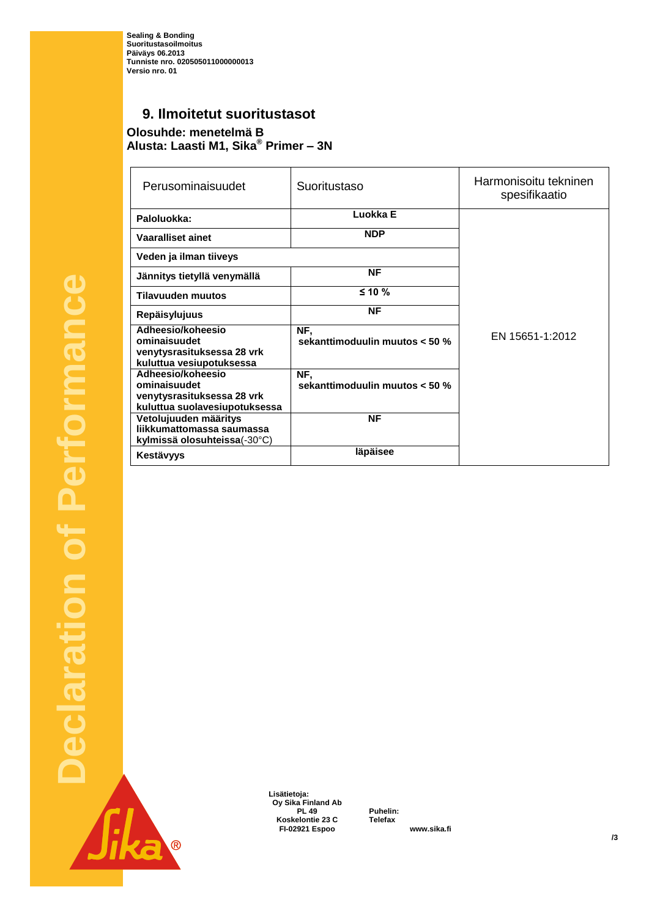## 9. Ilmoitetut suoritustasot

**Olosuhde: menetelmä B**
**Alusta: Laasti M1, Sika® Primer – 3N**

| Perusominaisuudet | Suoritustaso | Harmonisoitu tekninen spesifikaatio |
|---|---|---|
| **Paloluokka:** | **Luokka E** | EN 15651-1:2012 |
| **Vaaralliset ainet** | **NDP** | |
| **Veden ja ilman tiiveys** | | |
| **Jännitys tietyllä venymällä** | **NF** | |
| **Tilavuuden muutos** | **≤ 10 %** | |
| **Repäisylujuus** | **NF** | |
| **Adheesio/koheesio ominaisuudet venytysrasituksessa 28 vrk kuluttua vesiupotuksessa** | **NF, sekanttimoduulin muutos < 50 %** | |
| **Adheesio/koheesio ominaisuudet venytysrasituksessa 28 vrk kuluttua suolavesiupotuksessa** | **NF, sekanttimoduulin muutos < 50 %** | |
| **Vetolujuuden määritys liikkumattomassa saumassa kylmissä olosuhteissa**(-30°C) | **NF** | |
| **Kestävyys** | **läpäisee** | |

**Lisätietoja:**
**Oy Sika Finland Ab**
**PL 49**
**Koskelontie 23 C**
**FI-02921 Espoo**

**Puhelin:**
**Telefax**

**www.sika.fi**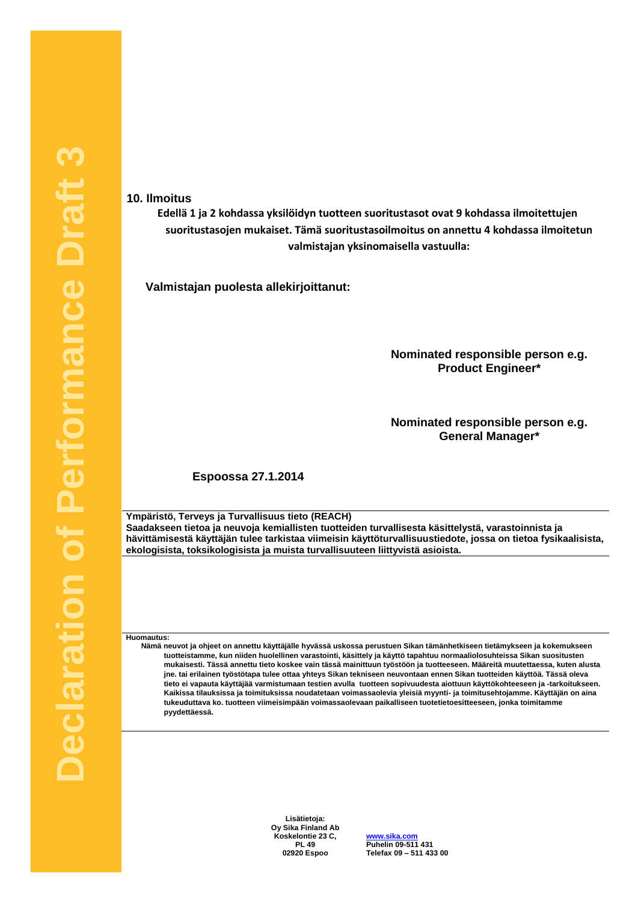## 10. Ilmoitus

**Edellä 1 ja 2 kohdassa yksilöidyn tuotteen suoritustasot ovat 9 kohdassa ilmoitettujen suoritustasojen mukaiset. Tämä suoritustasoilmoitus on annettu 4 kohdassa ilmoitetun valmistajan yksinomaisella vastuulla:**

**Valmistajan puolesta allekirjoittanut:**

**Nominated responsible person e.g. Product Engineer***

**Nominated responsible person e.g. General Manager***

**Espoossa 27.1.2014**

---

**Ympäristö, Terveys ja Turvallisuus tieto (REACH)**
**Saadakseen tietoa ja neuvoja kemiallisten tuotteiden turvallisesta käsittelystä, varastoinnista ja hävittämisestä käyttäjän tulee tarkistaa viimeisin käyttöturvallisuustiedote, jossa on tietoa fysikaalisista, ekologisista, toksikologisista ja muista turvallisuuteen liittyvistä asioista.**

---

**Huomautus:**
**Nämä neuvot ja ohjeet on annettu käyttäjälle hyvässä uskossa perustuen Sikan tämänhetkiseen tietämykseen ja kokemukseen tuotteistamme, kun niiden huolellinen varastointi, käsittely ja käyttö tapahtuu normaaliolosuhteissa Sikan suositusten mukaisesti. Tässä annettu tieto koskee vain tässä mainittuun työstöön ja tuotteeseen. Määreitä muutettaessa, kuten alusta jne. tai erilainen työstötapa tulee ottaa yhteys Sikan tekniseen neuvontaan ennen Sikan tuotteiden käyttöä. Tässä oleva tieto ei vapauta käyttäjää varmistumaan testien avulla tuotteen sopivuudesta aiottuun käyttökohteeseen ja -tarkoitukseen. Kaikissa tilauksissa ja toimituksissa noudatetaan voimassaolevia yleisiä myynti- ja toimitusehtojamme. Käyttäjän on aina tukeuduttava ko. tuotteen viimeisimpään voimassaolevaan paikalliseen tuotetietoesitteeseen, jonka toimitamme pyydettäessä.**

---

**Lisätietoja:**
**Oy Sika Finland Ab**
**Koskelontie 23 C,**
**PL 49**
**02920 Espoo**

**www.sika.com**
**Puhelin 09-511 431**
**Telefax 09 – 511 433 00**